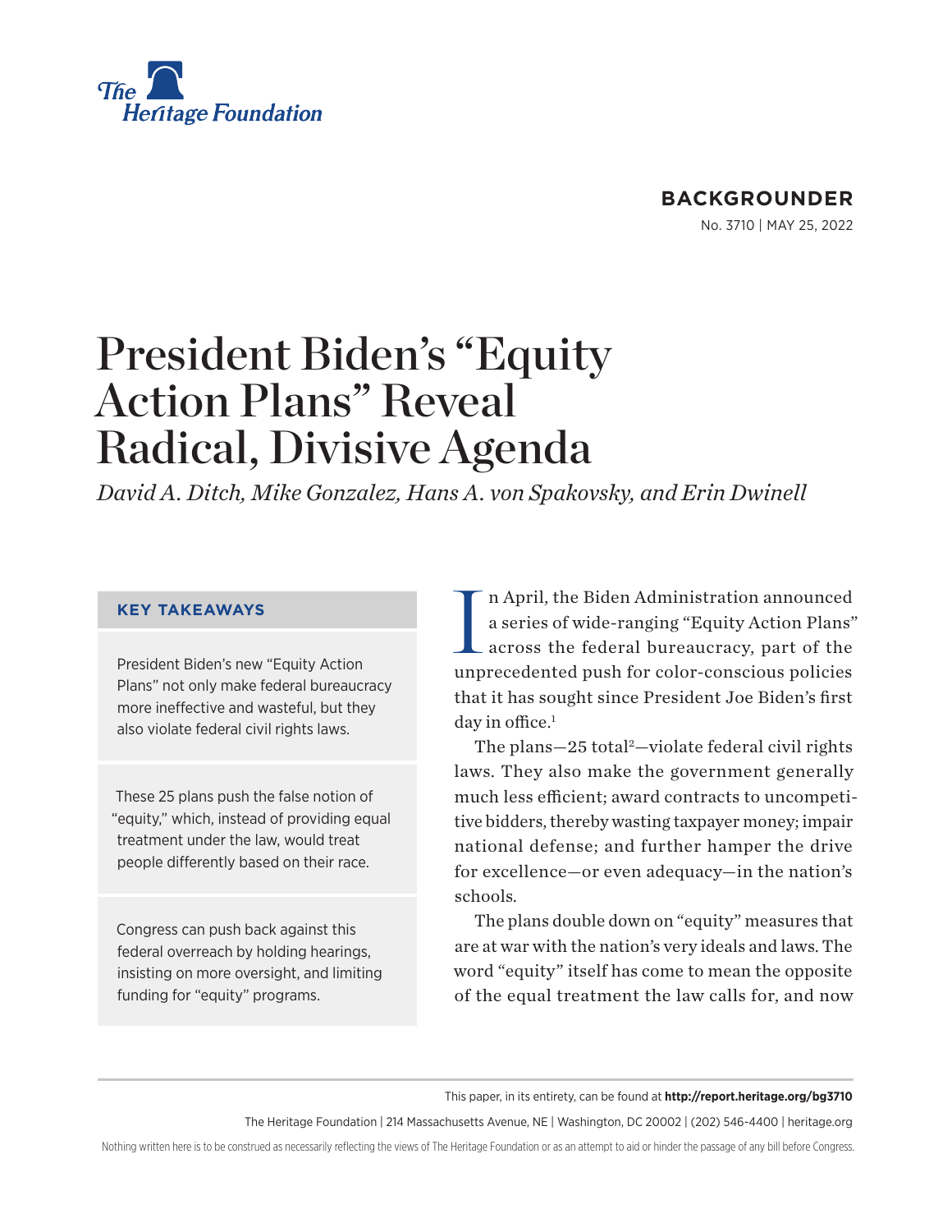The Heritage Foundation

**BACKGROUNDER**

No. 3710 | MAY 25, 2022

# President Biden's "Equity Action Plans" Reveal Radical, Divisive Agenda

*David A. Ditch, Mike Gonzalez, Hans A. von Spakovsky, and Erin Dwinell*

### KEY TAKEAWAYS

President Biden's new "Equity Action Plans" not only make federal bureaucracy more ineffective and wasteful, but they also violate federal civil rights laws.

These 25 plans push the false notion of "equity," which, instead of providing equal treatment under the law, would treat people differently based on their race.

Congress can push back against this federal overreach by holding hearings, insisting on more oversight, and limiting funding for "equity" programs.

In April, the Biden Administration announced a series of wide-ranging "Equity Action Plans" across the federal bureaucracy, part of the unprecedented push for color-conscious policies that it has sought since President Joe Biden's first day in office.[1]

The plans—25 total[2]—violate federal civil rights laws. They also make the government generally much less efficient; award contracts to uncompetitive bidders, thereby wasting taxpayer money; impair national defense; and further hamper the drive for excellence—or even adequacy—in the nation's schools.

The plans double down on "equity" measures that are at war with the nation's very ideals and laws. The word "equity" itself has come to mean the opposite of the equal treatment the law calls for, and now

This paper, in its entirety, can be found at **http://report.heritage.org/bg3710**

The Heritage Foundation | 214 Massachusetts Avenue, NE | Washington, DC 20002 | (202) 546-4400 | heritage.org

Nothing written here is to be construed as necessarily reflecting the views of The Heritage Foundation or as an attempt to aid or hinder the passage of any bill before Congress.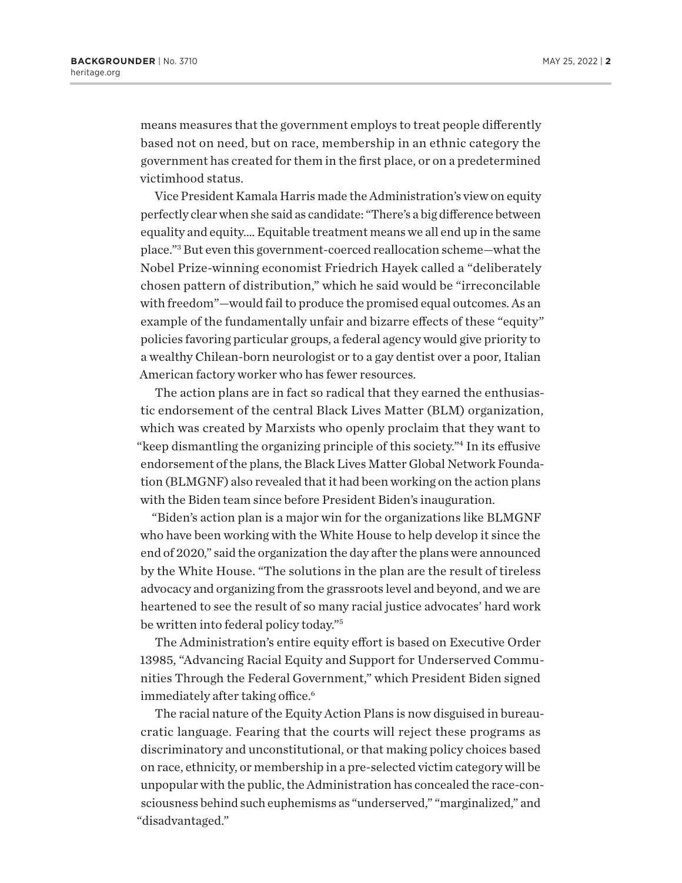means measures that the government employs to treat people differently based not on need, but on race, membership in an ethnic category the government has created for them in the first place, or on a predetermined victimhood status.

Vice President Kamala Harris made the Administration's view on equity perfectly clear when she said as candidate: "There's a big difference between equality and equity.... Equitable treatment means we all end up in the same place."[3] But even this government-coerced reallocation scheme—what the Nobel Prize-winning economist Friedrich Hayek called a "deliberately chosen pattern of distribution," which he said would be "irreconcilable with freedom"—would fail to produce the promised equal outcomes. As an example of the fundamentally unfair and bizarre effects of these "equity" policies favoring particular groups, a federal agency would give priority to a wealthy Chilean-born neurologist or to a gay dentist over a poor, Italian American factory worker who has fewer resources.

The action plans are in fact so radical that they earned the enthusiastic endorsement of the central Black Lives Matter (BLM) organization, which was created by Marxists who openly proclaim that they want to "keep dismantling the organizing principle of this society."[4] In its effusive endorsement of the plans, the Black Lives Matter Global Network Foundation (BLMGNF) also revealed that it had been working on the action plans with the Biden team since before President Biden's inauguration.

"Biden's action plan is a major win for the organizations like BLMGNF who have been working with the White House to help develop it since the end of 2020," said the organization the day after the plans were announced by the White House. "The solutions in the plan are the result of tireless advocacy and organizing from the grassroots level and beyond, and we are heartened to see the result of so many racial justice advocates' hard work be written into federal policy today."[5]

The Administration's entire equity effort is based on Executive Order 13985, "Advancing Racial Equity and Support for Underserved Communities Through the Federal Government," which President Biden signed immediately after taking office.[6]

The racial nature of the Equity Action Plans is now disguised in bureaucratic language. Fearing that the courts will reject these programs as discriminatory and unconstitutional, or that making policy choices based on race, ethnicity, or membership in a pre-selected victim category will be unpopular with the public, the Administration has concealed the race-consciousness behind such euphemisms as "underserved," "marginalized," and "disadvantaged."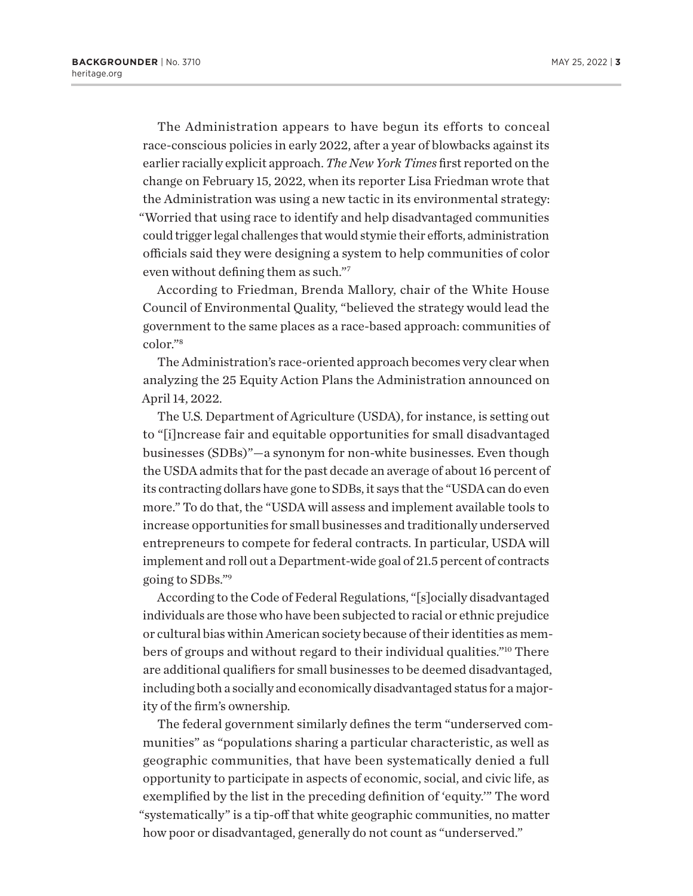The Administration appears to have begun its efforts to conceal race-conscious policies in early 2022, after a year of blowbacks against its earlier racially explicit approach. *The New York Times* first reported on the change on February 15, 2022, when its reporter Lisa Friedman wrote that the Administration was using a new tactic in its environmental strategy: "Worried that using race to identify and help disadvantaged communities could trigger legal challenges that would stymie their efforts, administration officials said they were designing a system to help communities of color even without defining them as such."[7]

According to Friedman, Brenda Mallory, chair of the White House Council of Environmental Quality, "believed the strategy would lead the government to the same places as a race-based approach: communities of color."[8]

The Administration's race-oriented approach becomes very clear when analyzing the 25 Equity Action Plans the Administration announced on April 14, 2022.

The U.S. Department of Agriculture (USDA), for instance, is setting out to "[i]ncrease fair and equitable opportunities for small disadvantaged businesses (SDBs)"—a synonym for non-white businesses. Even though the USDA admits that for the past decade an average of about 16 percent of its contracting dollars have gone to SDBs, it says that the "USDA can do even more." To do that, the "USDA will assess and implement available tools to increase opportunities for small businesses and traditionally underserved entrepreneurs to compete for federal contracts. In particular, USDA will implement and roll out a Department-wide goal of 21.5 percent of contracts going to SDBs."[9]

According to the Code of Federal Regulations, "[s]ocially disadvantaged individuals are those who have been subjected to racial or ethnic prejudice or cultural bias within American society because of their identities as members of groups and without regard to their individual qualities."[10] There are additional qualifiers for small businesses to be deemed disadvantaged, including both a socially and economically disadvantaged status for a majority of the firm's ownership.

The federal government similarly defines the term "underserved communities" as "populations sharing a particular characteristic, as well as geographic communities, that have been systematically denied a full opportunity to participate in aspects of economic, social, and civic life, as exemplified by the list in the preceding definition of 'equity.'" The word "systematically" is a tip-off that white geographic communities, no matter how poor or disadvantaged, generally do not count as "underserved."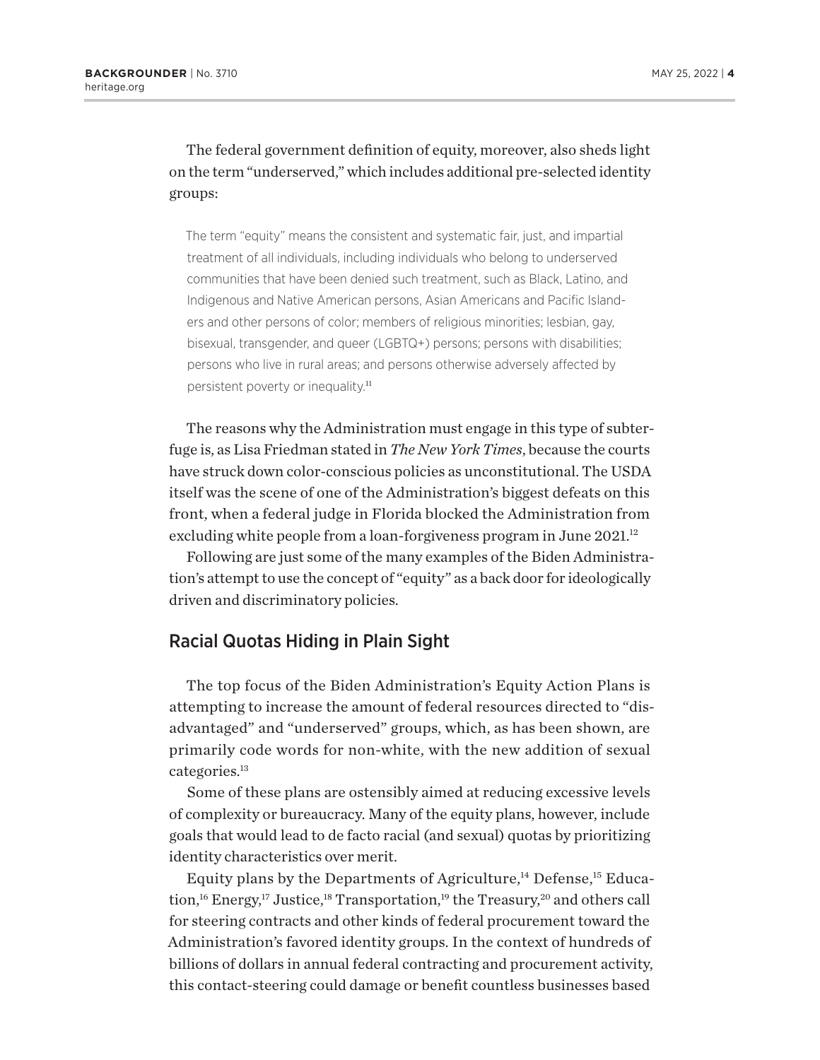The federal government definition of equity, moreover, also sheds light on the term "underserved," which includes additional pre-selected identity groups:

> The term "equity" means the consistent and systematic fair, just, and impartial treatment of all individuals, including individuals who belong to underserved communities that have been denied such treatment, such as Black, Latino, and Indigenous and Native American persons, Asian Americans and Pacific Islanders and other persons of color; members of religious minorities; lesbian, gay, bisexual, transgender, and queer (LGBTQ+) persons; persons with disabilities; persons who live in rural areas; and persons otherwise adversely affected by persistent poverty or inequality.[11]

The reasons why the Administration must engage in this type of subterfuge is, as Lisa Friedman stated in *The New York Times*, because the courts have struck down color-conscious policies as unconstitutional. The USDA itself was the scene of one of the Administration's biggest defeats on this front, when a federal judge in Florida blocked the Administration from excluding white people from a loan-forgiveness program in June 2021.[12]

Following are just some of the many examples of the Biden Administration's attempt to use the concept of "equity" as a back door for ideologically driven and discriminatory policies.

## Racial Quotas Hiding in Plain Sight

The top focus of the Biden Administration's Equity Action Plans is attempting to increase the amount of federal resources directed to "disadvantaged" and "underserved" groups, which, as has been shown, are primarily code words for non-white, with the new addition of sexual categories.[13]

Some of these plans are ostensibly aimed at reducing excessive levels of complexity or bureaucracy. Many of the equity plans, however, include goals that would lead to de facto racial (and sexual) quotas by prioritizing identity characteristics over merit.

Equity plans by the Departments of Agriculture,[14] Defense,[15] Education,[16] Energy,[17] Justice,[18] Transportation,[19] the Treasury,[20] and others call for steering contracts and other kinds of federal procurement toward the Administration's favored identity groups. In the context of hundreds of billions of dollars in annual federal contracting and procurement activity, this contact-steering could damage or benefit countless businesses based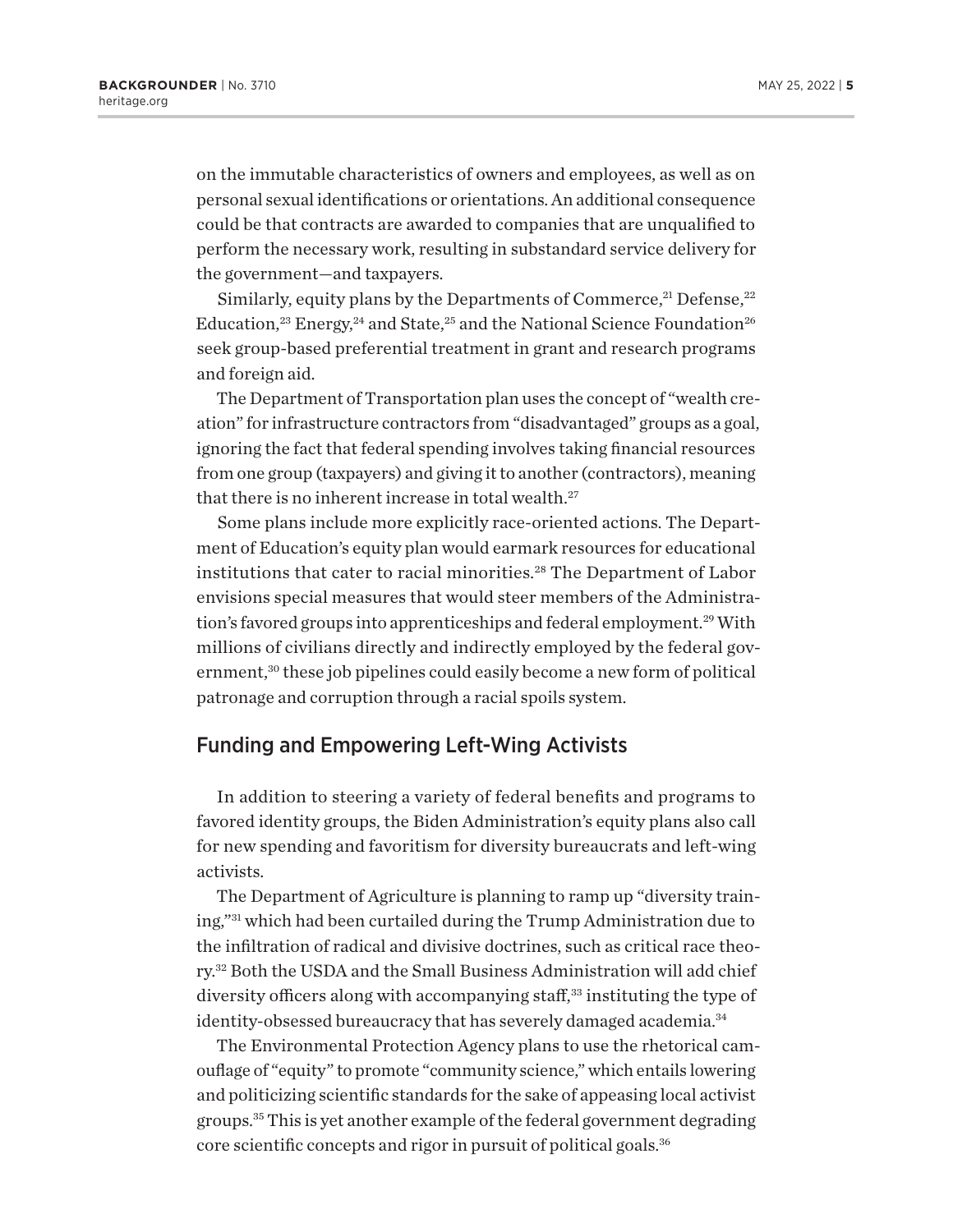on the immutable characteristics of owners and employees, as well as on personal sexual identifications or orientations. An additional consequence could be that contracts are awarded to companies that are unqualified to perform the necessary work, resulting in substandard service delivery for the government—and taxpayers.

Similarly, equity plans by the Departments of Commerce,[21] Defense,[22] Education,[23] Energy,[24] and State,[25] and the National Science Foundation[26] seek group-based preferential treatment in grant and research programs and foreign aid.

The Department of Transportation plan uses the concept of "wealth creation" for infrastructure contractors from "disadvantaged" groups as a goal, ignoring the fact that federal spending involves taking financial resources from one group (taxpayers) and giving it to another (contractors), meaning that there is no inherent increase in total wealth.[27]

Some plans include more explicitly race-oriented actions. The Department of Education's equity plan would earmark resources for educational institutions that cater to racial minorities.[28] The Department of Labor envisions special measures that would steer members of the Administration's favored groups into apprenticeships and federal employment.[29] With millions of civilians directly and indirectly employed by the federal government,[30] these job pipelines could easily become a new form of political patronage and corruption through a racial spoils system.

## Funding and Empowering Left-Wing Activists

In addition to steering a variety of federal benefits and programs to favored identity groups, the Biden Administration's equity plans also call for new spending and favoritism for diversity bureaucrats and left-wing activists.

The Department of Agriculture is planning to ramp up "diversity training,"[31] which had been curtailed during the Trump Administration due to the infiltration of radical and divisive doctrines, such as critical race theory.[32] Both the USDA and the Small Business Administration will add chief diversity officers along with accompanying staff,[33] instituting the type of identity-obsessed bureaucracy that has severely damaged academia.[34]

The Environmental Protection Agency plans to use the rhetorical camouflage of "equity" to promote "community science," which entails lowering and politicizing scientific standards for the sake of appeasing local activist groups.[35] This is yet another example of the federal government degrading core scientific concepts and rigor in pursuit of political goals.[36]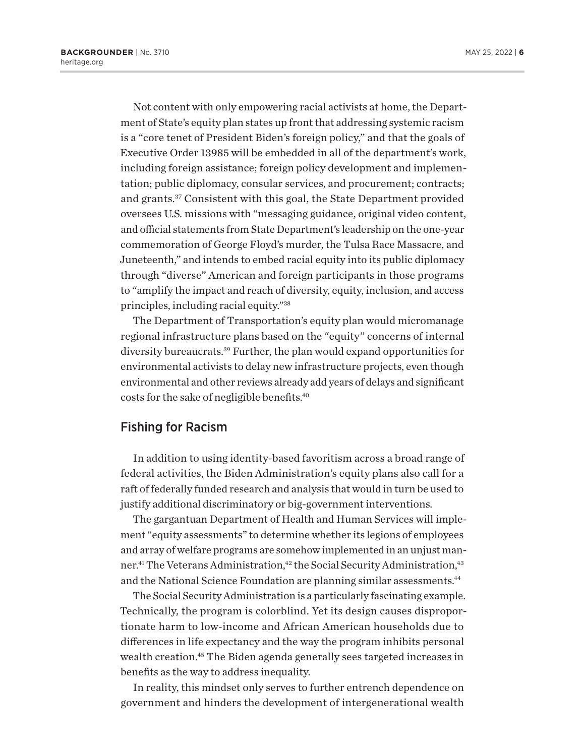Not content with only empowering racial activists at home, the Department of State's equity plan states up front that addressing systemic racism is a "core tenet of President Biden's foreign policy," and that the goals of Executive Order 13985 will be embedded in all of the department's work, including foreign assistance; foreign policy development and implementation; public diplomacy, consular services, and procurement; contracts; and grants.[37] Consistent with this goal, the State Department provided oversees U.S. missions with "messaging guidance, original video content, and official statements from State Department's leadership on the one-year commemoration of George Floyd's murder, the Tulsa Race Massacre, and Juneteenth," and intends to embed racial equity into its public diplomacy through "diverse" American and foreign participants in those programs to "amplify the impact and reach of diversity, equity, inclusion, and access principles, including racial equity."[38]

The Department of Transportation's equity plan would micromanage regional infrastructure plans based on the "equity" concerns of internal diversity bureaucrats.[39] Further, the plan would expand opportunities for environmental activists to delay new infrastructure projects, even though environmental and other reviews already add years of delays and significant costs for the sake of negligible benefits.[40]

## Fishing for Racism

In addition to using identity-based favoritism across a broad range of federal activities, the Biden Administration's equity plans also call for a raft of federally funded research and analysis that would in turn be used to justify additional discriminatory or big-government interventions.

The gargantuan Department of Health and Human Services will implement "equity assessments" to determine whether its legions of employees and array of welfare programs are somehow implemented in an unjust manner.[41] The Veterans Administration,[42] the Social Security Administration,[43] and the National Science Foundation are planning similar assessments.[44]

The Social Security Administration is a particularly fascinating example. Technically, the program is colorblind. Yet its design causes disproportionate harm to low-income and African American households due to differences in life expectancy and the way the program inhibits personal wealth creation.[45] The Biden agenda generally sees targeted increases in benefits as the way to address inequality.

In reality, this mindset only serves to further entrench dependence on government and hinders the development of intergenerational wealth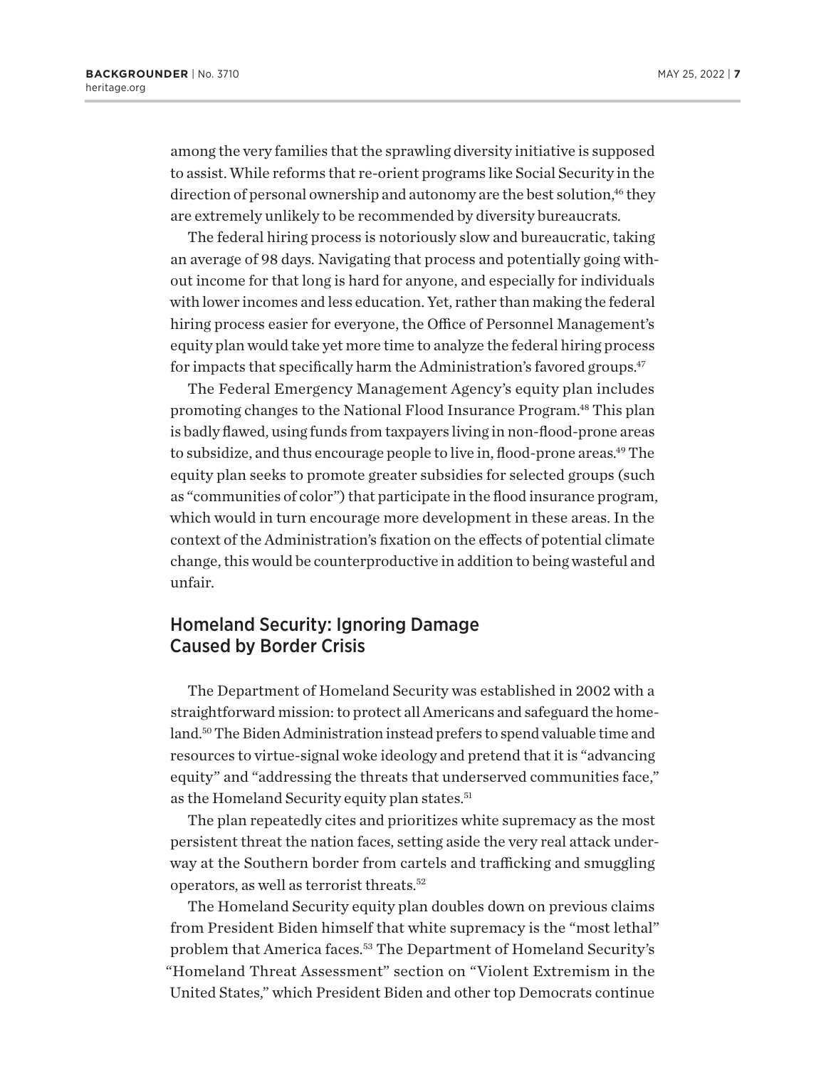among the very families that the sprawling diversity initiative is supposed to assist. While reforms that re-orient programs like Social Security in the direction of personal ownership and autonomy are the best solution,[46] they are extremely unlikely to be recommended by diversity bureaucrats.

The federal hiring process is notoriously slow and bureaucratic, taking an average of 98 days. Navigating that process and potentially going without income for that long is hard for anyone, and especially for individuals with lower incomes and less education. Yet, rather than making the federal hiring process easier for everyone, the Office of Personnel Management's equity plan would take yet more time to analyze the federal hiring process for impacts that specifically harm the Administration's favored groups.[47]

The Federal Emergency Management Agency's equity plan includes promoting changes to the National Flood Insurance Program.[48] This plan is badly flawed, using funds from taxpayers living in non-flood-prone areas to subsidize, and thus encourage people to live in, flood-prone areas.[49] The equity plan seeks to promote greater subsidies for selected groups (such as "communities of color") that participate in the flood insurance program, which would in turn encourage more development in these areas. In the context of the Administration's fixation on the effects of potential climate change, this would be counterproductive in addition to being wasteful and unfair.

## Homeland Security: Ignoring Damage Caused by Border Crisis

The Department of Homeland Security was established in 2002 with a straightforward mission: to protect all Americans and safeguard the homeland.[50] The Biden Administration instead prefers to spend valuable time and resources to virtue-signal woke ideology and pretend that it is "advancing equity" and "addressing the threats that underserved communities face," as the Homeland Security equity plan states.[51]

The plan repeatedly cites and prioritizes white supremacy as the most persistent threat the nation faces, setting aside the very real attack underway at the Southern border from cartels and trafficking and smuggling operators, as well as terrorist threats.[52]

The Homeland Security equity plan doubles down on previous claims from President Biden himself that white supremacy is the "most lethal" problem that America faces.[53] The Department of Homeland Security's "Homeland Threat Assessment" section on "Violent Extremism in the United States," which President Biden and other top Democrats continue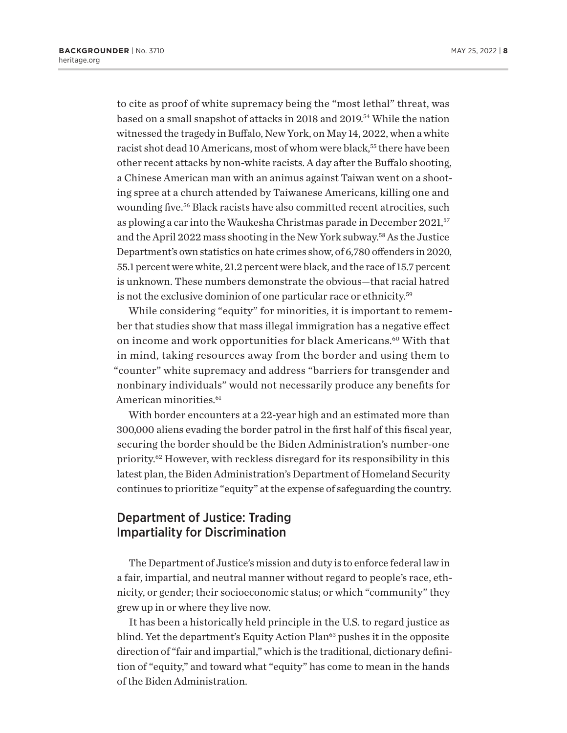to cite as proof of white supremacy being the "most lethal" threat, was based on a small snapshot of attacks in 2018 and 2019.[54] While the nation witnessed the tragedy in Buffalo, New York, on May 14, 2022, when a white racist shot dead 10 Americans, most of whom were black,[55] there have been other recent attacks by non-white racists. A day after the Buffalo shooting, a Chinese American man with an animus against Taiwan went on a shooting spree at a church attended by Taiwanese Americans, killing one and wounding five.[56] Black racists have also committed recent atrocities, such as plowing a car into the Waukesha Christmas parade in December 2021,[57] and the April 2022 mass shooting in the New York subway.[58] As the Justice Department's own statistics on hate crimes show, of 6,780 offenders in 2020, 55.1 percent were white, 21.2 percent were black, and the race of 15.7 percent is unknown. These numbers demonstrate the obvious—that racial hatred is not the exclusive dominion of one particular race or ethnicity.[59]

While considering "equity" for minorities, it is important to remember that studies show that mass illegal immigration has a negative effect on income and work opportunities for black Americans.[60] With that in mind, taking resources away from the border and using them to "counter" white supremacy and address "barriers for transgender and nonbinary individuals" would not necessarily produce any benefits for American minorities.[61]

With border encounters at a 22-year high and an estimated more than 300,000 aliens evading the border patrol in the first half of this fiscal year, securing the border should be the Biden Administration's number-one priority.[62] However, with reckless disregard for its responsibility in this latest plan, the Biden Administration's Department of Homeland Security continues to prioritize "equity" at the expense of safeguarding the country.

## Department of Justice: Trading Impartiality for Discrimination

The Department of Justice's mission and duty is to enforce federal law in a fair, impartial, and neutral manner without regard to people's race, ethnicity, or gender; their socioeconomic status; or which "community" they grew up in or where they live now.

It has been a historically held principle in the U.S. to regard justice as blind. Yet the department's Equity Action Plan[63] pushes it in the opposite direction of "fair and impartial," which is the traditional, dictionary definition of "equity," and toward what "equity" has come to mean in the hands of the Biden Administration.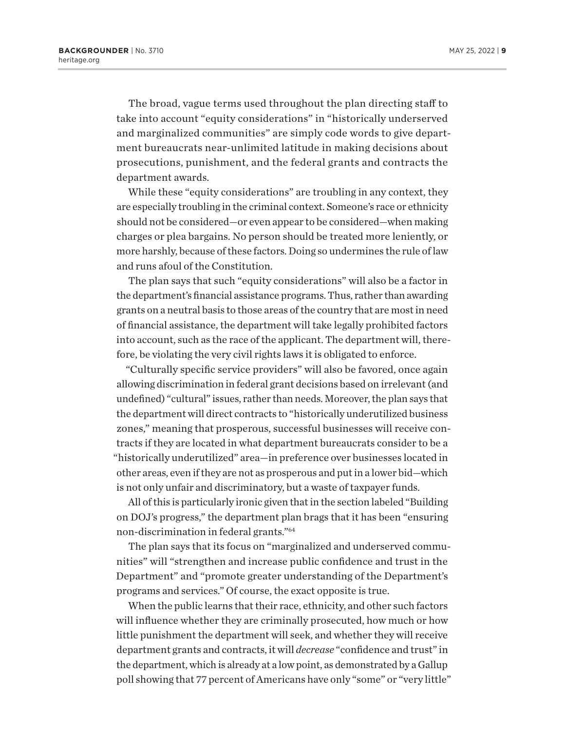The broad, vague terms used throughout the plan directing staff to take into account "equity considerations" in "historically underserved and marginalized communities" are simply code words to give department bureaucrats near-unlimited latitude in making decisions about prosecutions, punishment, and the federal grants and contracts the department awards.

While these "equity considerations" are troubling in any context, they are especially troubling in the criminal context. Someone's race or ethnicity should not be considered—or even appear to be considered—when making charges or plea bargains. No person should be treated more leniently, or more harshly, because of these factors. Doing so undermines the rule of law and runs afoul of the Constitution.

The plan says that such "equity considerations" will also be a factor in the department's financial assistance programs. Thus, rather than awarding grants on a neutral basis to those areas of the country that are most in need of financial assistance, the department will take legally prohibited factors into account, such as the race of the applicant. The department will, therefore, be violating the very civil rights laws it is obligated to enforce.

"Culturally specific service providers" will also be favored, once again allowing discrimination in federal grant decisions based on irrelevant (and undefined) "cultural" issues, rather than needs. Moreover, the plan says that the department will direct contracts to "historically underutilized business zones," meaning that prosperous, successful businesses will receive contracts if they are located in what department bureaucrats consider to be a "historically underutilized" area—in preference over businesses located in other areas, even if they are not as prosperous and put in a lower bid—which is not only unfair and discriminatory, but a waste of taxpayer funds.

All of this is particularly ironic given that in the section labeled "Building on DOJ's progress," the department plan brags that it has been "ensuring non-discrimination in federal grants."[64]

The plan says that its focus on "marginalized and underserved communities" will "strengthen and increase public confidence and trust in the Department" and "promote greater understanding of the Department's programs and services." Of course, the exact opposite is true.

When the public learns that their race, ethnicity, and other such factors will influence whether they are criminally prosecuted, how much or how little punishment the department will seek, and whether they will receive department grants and contracts, it will *decrease* "confidence and trust" in the department, which is already at a low point, as demonstrated by a Gallup poll showing that 77 percent of Americans have only "some" or "very little"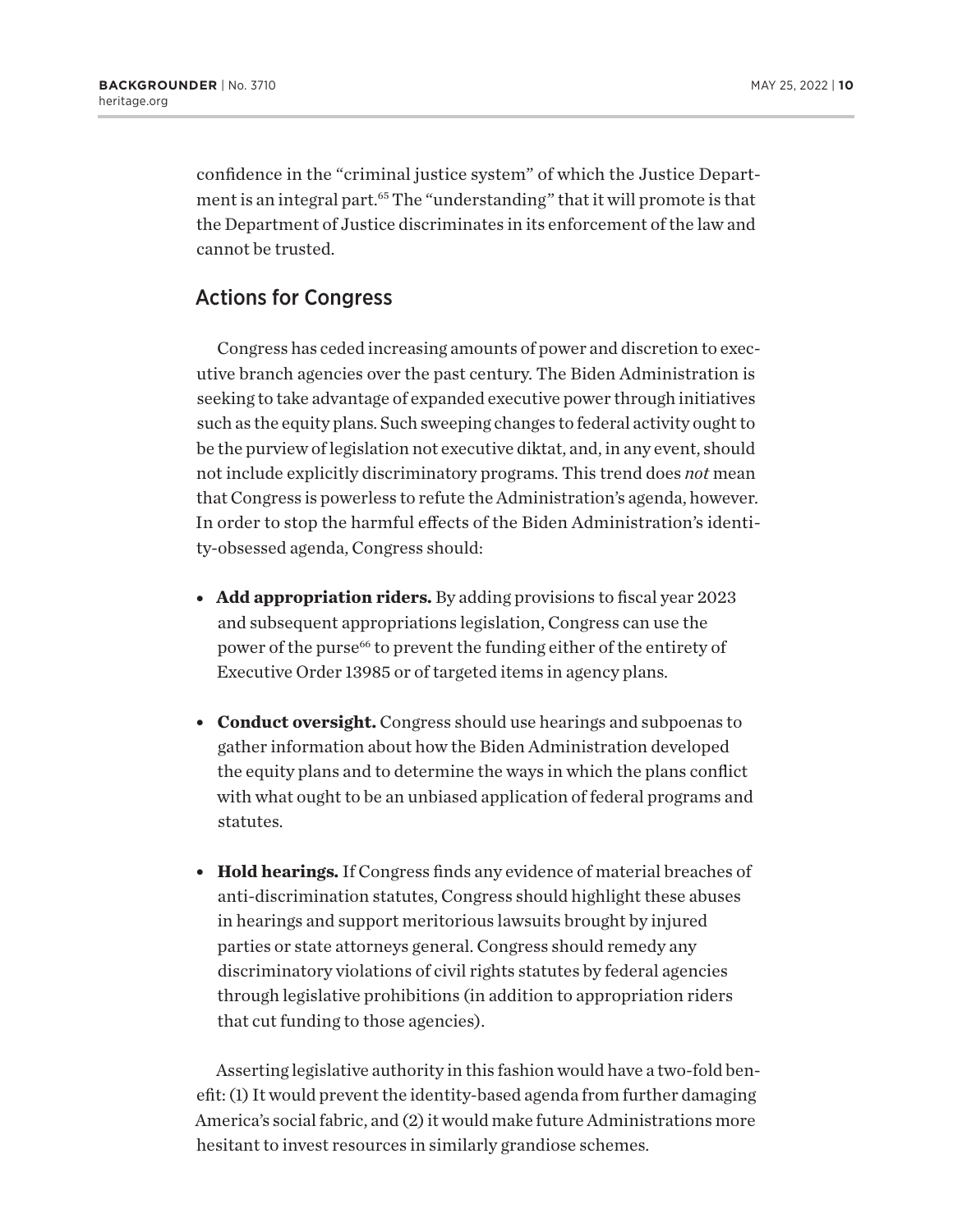confidence in the "criminal justice system" of which the Justice Department is an integral part.[65] The "understanding" that it will promote is that the Department of Justice discriminates in its enforcement of the law and cannot be trusted.

## Actions for Congress

Congress has ceded increasing amounts of power and discretion to executive branch agencies over the past century. The Biden Administration is seeking to take advantage of expanded executive power through initiatives such as the equity plans. Such sweeping changes to federal activity ought to be the purview of legislation not executive diktat, and, in any event, should not include explicitly discriminatory programs. This trend does *not* mean that Congress is powerless to refute the Administration's agenda, however. In order to stop the harmful effects of the Biden Administration's identity-obsessed agenda, Congress should:

- **Add appropriation riders.** By adding provisions to fiscal year 2023 and subsequent appropriations legislation, Congress can use the power of the purse[66] to prevent the funding either of the entirety of Executive Order 13985 or of targeted items in agency plans.

- **Conduct oversight.** Congress should use hearings and subpoenas to gather information about how the Biden Administration developed the equity plans and to determine the ways in which the plans conflict with what ought to be an unbiased application of federal programs and statutes.

- **Hold hearings.** If Congress finds any evidence of material breaches of anti-discrimination statutes, Congress should highlight these abuses in hearings and support meritorious lawsuits brought by injured parties or state attorneys general. Congress should remedy any discriminatory violations of civil rights statutes by federal agencies through legislative prohibitions (in addition to appropriation riders that cut funding to those agencies).

Asserting legislative authority in this fashion would have a two-fold benefit: (1) It would prevent the identity-based agenda from further damaging America's social fabric, and (2) it would make future Administrations more hesitant to invest resources in similarly grandiose schemes.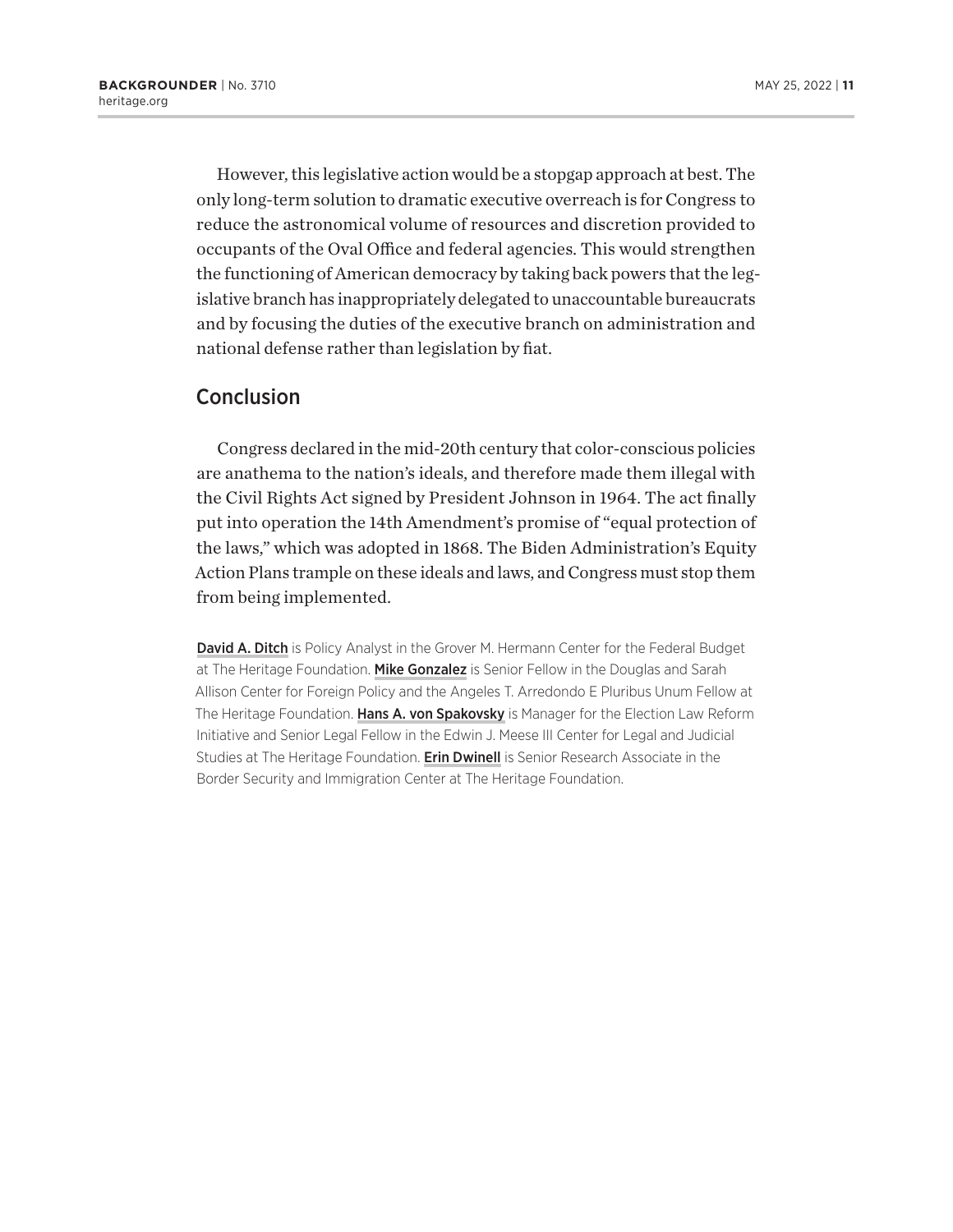However, this legislative action would be a stopgap approach at best. The only long-term solution to dramatic executive overreach is for Congress to reduce the astronomical volume of resources and discretion provided to occupants of the Oval Office and federal agencies. This would strengthen the functioning of American democracy by taking back powers that the legislative branch has inappropriately delegated to unaccountable bureaucrats and by focusing the duties of the executive branch on administration and national defense rather than legislation by fiat.

## Conclusion

Congress declared in the mid-20th century that color-conscious policies are anathema to the nation's ideals, and therefore made them illegal with the Civil Rights Act signed by President Johnson in 1964. The act finally put into operation the 14th Amendment's promise of "equal protection of the laws," which was adopted in 1868. The Biden Administration's Equity Action Plans trample on these ideals and laws, and Congress must stop them from being implemented.

**David A. Ditch** is Policy Analyst in the Grover M. Hermann Center for the Federal Budget at The Heritage Foundation. **Mike Gonzalez** is Senior Fellow in the Douglas and Sarah Allison Center for Foreign Policy and the Angeles T. Arredondo E Pluribus Unum Fellow at The Heritage Foundation. **Hans A. von Spakovsky** is Manager for the Election Law Reform Initiative and Senior Legal Fellow in the Edwin J. Meese III Center for Legal and Judicial Studies at The Heritage Foundation. **Erin Dwinell** is Senior Research Associate in the Border Security and Immigration Center at The Heritage Foundation.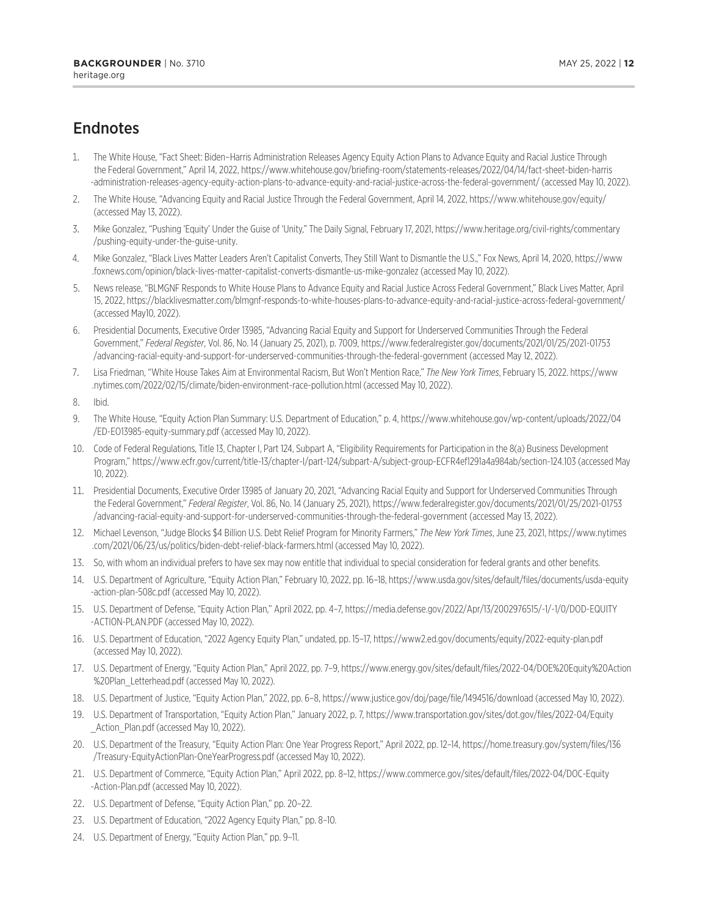## Endnotes

1. The White House, "Fact Sheet: Biden–Harris Administration Releases Agency Equity Action Plans to Advance Equity and Racial Justice Through the Federal Government," April 14, 2022, https://www.whitehouse.gov/briefing-room/statements-releases/2022/04/14/fact-sheet-biden-harris-administration-releases-agency-equity-action-plans-to-advance-equity-and-racial-justice-across-the-federal-government/ (accessed May 10, 2022).
2. The White House, "Advancing Equity and Racial Justice Through the Federal Government, April 14, 2022, https://www.whitehouse.gov/equity/ (accessed May 13, 2022).
3. Mike Gonzalez, "Pushing 'Equity' Under the Guise of 'Unity," The Daily Signal, February 17, 2021, https://www.heritage.org/civil-rights/commentary/pushing-equity-under-the-guise-unity.
4. Mike Gonzalez, "Black Lives Matter Leaders Aren't Capitalist Converts, They Still Want to Dismantle the U.S.," Fox News, April 14, 2020, https://www.foxnews.com/opinion/black-lives-matter-capitalist-converts-dismantle-us-mike-gonzalez (accessed May 10, 2022).
5. News release, "BLMGNF Responds to White House Plans to Advance Equity and Racial Justice Across Federal Government," Black Lives Matter, April 15, 2022, https://blacklivesmatter.com/blmgnf-responds-to-white-houses-plans-to-advance-equity-and-racial-justice-across-federal-government/ (accessed May10, 2022).
6. Presidential Documents, Executive Order 13985, "Advancing Racial Equity and Support for Underserved Communities Through the Federal Government," *Federal Register*, Vol. 86, No. 14 (January 25, 2021), p. 7009, https://www.federalregister.gov/documents/2021/01/25/2021-01753/advancing-racial-equity-and-support-for-underserved-communities-through-the-federal-government (accessed May 12, 2022).
7. Lisa Friedman, "White House Takes Aim at Environmental Racism, But Won't Mention Race," *The New York Times*, February 15, 2022. https://www.nytimes.com/2022/02/15/climate/biden-environment-race-pollution.html (accessed May 10, 2022).
8. Ibid.
9. The White House, "Equity Action Plan Summary: U.S. Department of Education," p. 4, https://www.whitehouse.gov/wp-content/uploads/2022/04/ED-EO13985-equity-summary.pdf (accessed May 10, 2022).
10. Code of Federal Regulations, Title 13, Chapter I, Part 124, Subpart A, "Eligibility Requirements for Participation in the 8(a) Business Development Program," https://www.ecfr.gov/current/title-13/chapter-I/part-124/subpart-A/subject-group-ECFR4ef1291a4a984ab/section-124.103 (accessed May 10, 2022).
11. Presidential Documents, Executive Order 13985 of January 20, 2021, "Advancing Racial Equity and Support for Underserved Communities Through the Federal Government," *Federal Register*, Vol. 86, No. 14 (January 25, 2021), https://www.federalregister.gov/documents/2021/01/25/2021-01753/advancing-racial-equity-and-support-for-underserved-communities-through-the-federal-government (accessed May 13, 2022).
12. Michael Levenson, "Judge Blocks $4 Billion U.S. Debt Relief Program for Minority Farmers," *The New York Times*, June 23, 2021, https://www.nytimes.com/2021/06/23/us/politics/biden-debt-relief-black-farmers.html (accessed May 10, 2022).
13. So, with whom an individual prefers to have sex may now entitle that individual to special consideration for federal grants and other benefits.
14. U.S. Department of Agriculture, "Equity Action Plan," February 10, 2022, pp. 16–18, https://www.usda.gov/sites/default/files/documents/usda-equity-action-plan-508c.pdf (accessed May 10, 2022).
15. U.S. Department of Defense, "Equity Action Plan," April 2022, pp. 4–7, https://media.defense.gov/2022/Apr/13/2002976515/-1/-1/0/DOD-EQUITY-ACTION-PLAN.PDF (accessed May 10, 2022).
16. U.S. Department of Education, "2022 Agency Equity Plan," undated, pp. 15–17, https://www2.ed.gov/documents/equity/2022-equity-plan.pdf (accessed May 10, 2022).
17. U.S. Department of Energy, "Equity Action Plan," April 2022, pp. 7–9, https://www.energy.gov/sites/default/files/2022-04/DOE%20Equity%20Action%20Plan_Letterhead.pdf (accessed May 10, 2022).
18. U.S. Department of Justice, "Equity Action Plan," 2022, pp. 6–8, https://www.justice.gov/doj/page/file/1494516/download (accessed May 10, 2022).
19. U.S. Department of Transportation, "Equity Action Plan," January 2022, p. 7, https://www.transportation.gov/sites/dot.gov/files/2022-04/Equity_Action_Plan.pdf (accessed May 10, 2022).
20. U.S. Department of the Treasury, "Equity Action Plan: One Year Progress Report," April 2022, pp. 12–14, https://home.treasury.gov/system/files/136/Treasury-EquityActionPlan-OneYearProgress.pdf (accessed May 10, 2022).
21. U.S. Department of Commerce, "Equity Action Plan," April 2022, pp. 8–12, https://www.commerce.gov/sites/default/files/2022-04/DOC-Equity-Action-Plan.pdf (accessed May 10, 2022).
22. U.S. Department of Defense, "Equity Action Plan," pp. 20–22.
23. U.S. Department of Education, "2022 Agency Equity Plan," pp. 8–10.
24. U.S. Department of Energy, "Equity Action Plan," pp. 9–11.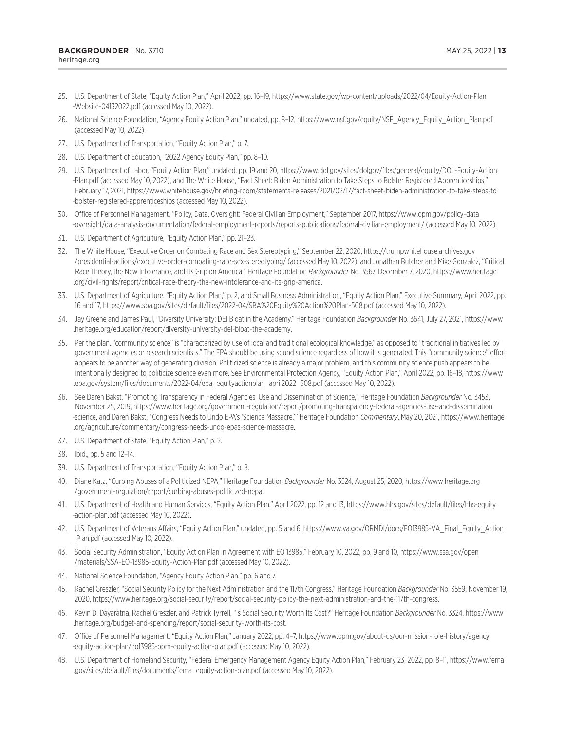25. U.S. Department of State, "Equity Action Plan," April 2022, pp. 16–19, https://www.state.gov/wp-content/uploads/2022/04/Equity-Action-Plan-Website-04132022.pdf (accessed May 10, 2022).
26. National Science Foundation, "Agency Equity Action Plan," undated, pp. 8–12, https://www.nsf.gov/equity/NSF_Agency_Equity_Action_Plan.pdf (accessed May 10, 2022).
27. U.S. Department of Transportation, "Equity Action Plan," p. 7.
28. U.S. Department of Education, "2022 Agency Equity Plan," pp. 8–10.
29. U.S. Department of Labor, "Equity Action Plan," undated, pp. 19 and 20, https://www.dol.gov/sites/dolgov/files/general/equity/DOL-Equity-Action-Plan.pdf (accessed May 10, 2022), and The White House, "Fact Sheet: Biden Administration to Take Steps to Bolster Registered Apprenticeships," February 17, 2021, https://www.whitehouse.gov/briefing-room/statements-releases/2021/02/17/fact-sheet-biden-administration-to-take-steps-to-bolster-registered-apprenticeships (accessed May 10, 2022).
30. Office of Personnel Management, "Policy, Data, Oversight: Federal Civilian Employment," September 2017, https://www.opm.gov/policy-data-oversight/data-analysis-documentation/federal-employment-reports/reports-publications/federal-civilian-employment/ (accessed May 10, 2022).
31. U.S. Department of Agriculture, "Equity Action Plan," pp. 21–23.
32. The White House, "Executive Order on Combating Race and Sex Stereotyping," September 22, 2020, https://trumpwhitehouse.archives.gov/presidential-actions/executive-order-combating-race-sex-stereotyping/ (accessed May 10, 2022), and Jonathan Butcher and Mike Gonzalez, "Critical Race Theory, the New Intolerance, and Its Grip on America," Heritage Foundation *Backgrounder* No. 3567, December 7, 2020, https://www.heritage.org/civil-rights/report/critical-race-theory-the-new-intolerance-and-its-grip-america.
33. U.S. Department of Agriculture, "Equity Action Plan," p. 2, and Small Business Administration, "Equity Action Plan," Executive Summary, April 2022, pp. 16 and 17, https://www.sba.gov/sites/default/files/2022-04/SBA%20Equity%20Action%20Plan-508.pdf (accessed May 10, 2022).
34. Jay Greene and James Paul, "Diversity University: DEI Bloat in the Academy," Heritage Foundation *Backgrounder* No. 3641, July 27, 2021, https://www.heritage.org/education/report/diversity-university-dei-bloat-the-academy.
35. Per the plan, "community science" is "characterized by use of local and traditional ecological knowledge," as opposed to "traditional initiatives led by government agencies or research scientists." The EPA should be using sound science regardless of how it is generated. This "community science" effort appears to be another way of generating division. Politicized science is already a major problem, and this community science push appears to be intentionally designed to politicize science even more. See Environmental Protection Agency, "Equity Action Plan," April 2022, pp. 16–18, https://www.epa.gov/system/files/documents/2022-04/epa_equityactionplan_april2022_508.pdf (accessed May 10, 2022).
36. See Daren Bakst, "Promoting Transparency in Federal Agencies' Use and Dissemination of Science," Heritage Foundation *Backgrounder* No. 3453, November 25, 2019, https://www.heritage.org/government-regulation/report/promoting-transparency-federal-agencies-use-and-dissemination-science, and Daren Bakst, "Congress Needs to Undo EPA's 'Science Massacre,'" Heritage Foundation *Commentary*, May 20, 2021, https://www.heritage.org/agriculture/commentary/congress-needs-undo-epas-science-massacre.
37. U.S. Department of State, "Equity Action Plan," p. 2.
38. Ibid., pp. 5 and 12–14.
39. U.S. Department of Transportation, "Equity Action Plan," p. 8.
40. Diane Katz, "Curbing Abuses of a Politicized NEPA," Heritage Foundation *Backgrounder* No. 3524, August 25, 2020, https://www.heritage.org/government-regulation/report/curbing-abuses-politicized-nepa.
41. U.S. Department of Health and Human Services, "Equity Action Plan," April 2022, pp. 12 and 13, https://www.hhs.gov/sites/default/files/hhs-equity-action-plan.pdf (accessed May 10, 2022).
42. U.S. Department of Veterans Affairs, "Equity Action Plan," undated, pp. 5 and 6, https://www.va.gov/ORMDI/docs/EO13985-VA_Final_Equity_Action_Plan.pdf (accessed May 10, 2022).
43. Social Security Administration, "Equity Action Plan in Agreement with EO 13985," February 10, 2022, pp. 9 and 10, https://www.ssa.gov/open/materials/SSA-EO-13985-Equity-Action-Plan.pdf (accessed May 10, 2022).
44. National Science Foundation, "Agency Equity Action Plan," pp. 6 and 7.
45. Rachel Greszler, "Social Security Policy for the Next Administration and the 117th Congress," Heritage Foundation *Backgrounder* No. 3559, November 19, 2020, https://www.heritage.org/social-security/report/social-security-policy-the-next-administration-and-the-117th-congress.
46. Kevin D. Dayaratna, Rachel Greszler, and Patrick Tyrrell, "Is Social Security Worth Its Cost?" Heritage Foundation *Backgrounder* No. 3324, https://www.heritage.org/budget-and-spending/report/social-security-worth-its-cost.
47. Office of Personnel Management, "Equity Action Plan," January 2022, pp. 4–7, https://www.opm.gov/about-us/our-mission-role-history/agency-equity-action-plan/eo13985-opm-equity-action-plan.pdf (accessed May 10, 2022).
48. U.S. Department of Homeland Security, "Federal Emergency Management Agency Equity Action Plan," February 23, 2022, pp. 8–11, https://www.fema.gov/sites/default/files/documents/fema_equity-action-plan.pdf (accessed May 10, 2022).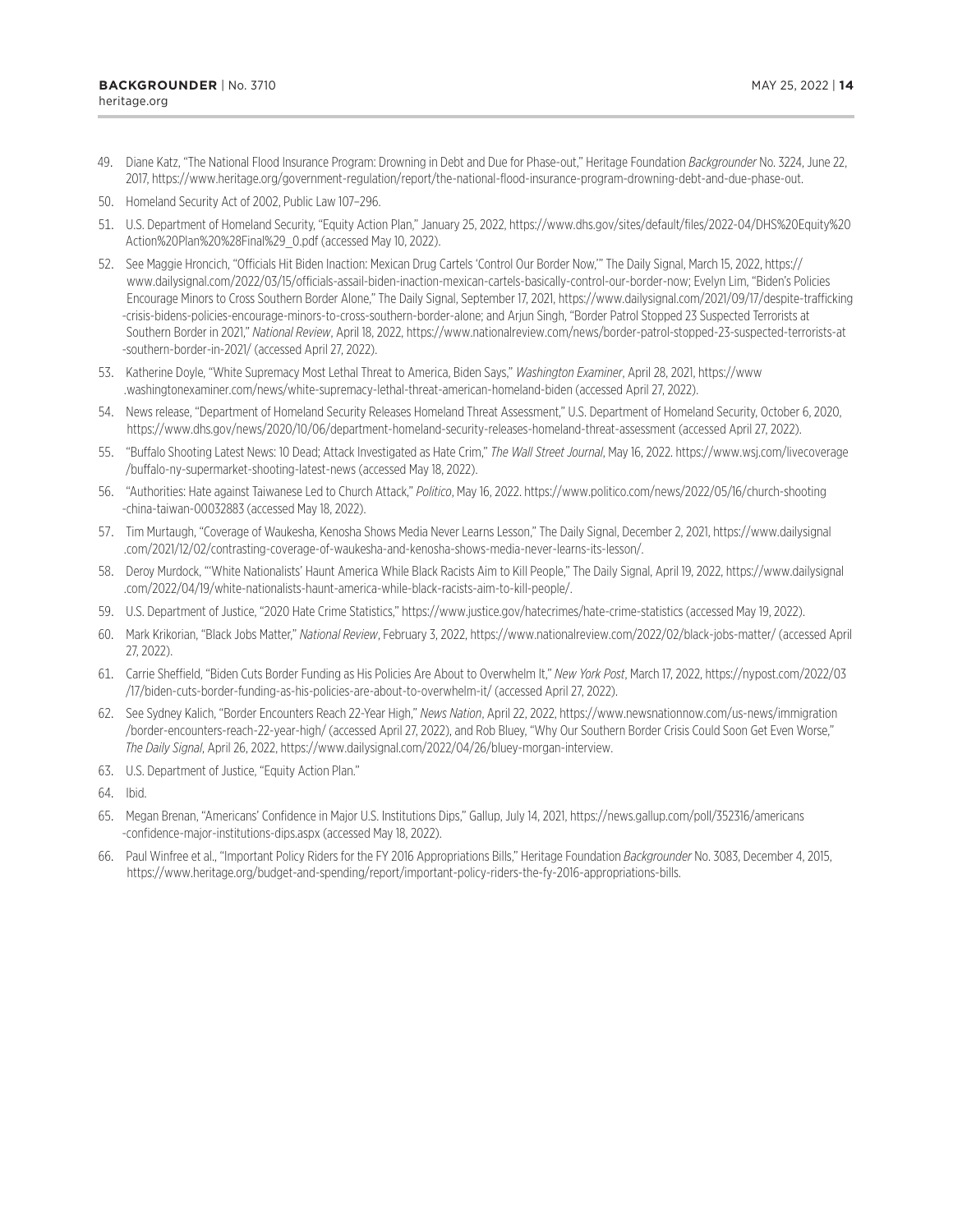49. Diane Katz, "The National Flood Insurance Program: Drowning in Debt and Due for Phase-out," Heritage Foundation *Backgrounder* No. 3224, June 22, 2017, https://www.heritage.org/government-regulation/report/the-national-flood-insurance-program-drowning-debt-and-due-phase-out.
50. Homeland Security Act of 2002, Public Law 107–296.
51. U.S. Department of Homeland Security, "Equity Action Plan," January 25, 2022, https://www.dhs.gov/sites/default/files/2022-04/DHS%20Equity%20Action%20Plan%20%28Final%29_0.pdf (accessed May 10, 2022).
52. See Maggie Hroncich, "Officials Hit Biden Inaction: Mexican Drug Cartels 'Control Our Border Now,'" The Daily Signal, March 15, 2022, https://www.dailysignal.com/2022/03/15/officials-assail-biden-inaction-mexican-cartels-basically-control-our-border-now; Evelyn Lim, "Biden's Policies Encourage Minors to Cross Southern Border Alone," The Daily Signal, September 17, 2021, https://www.dailysignal.com/2021/09/17/despite-trafficking-crisis-bidens-policies-encourage-minors-to-cross-southern-border-alone; and Arjun Singh, "Border Patrol Stopped 23 Suspected Terrorists at Southern Border in 2021," *National Review*, April 18, 2022, https://www.nationalreview.com/news/border-patrol-stopped-23-suspected-terrorists-at-southern-border-in-2021/ (accessed April 27, 2022).
53. Katherine Doyle, "White Supremacy Most Lethal Threat to America, Biden Says," *Washington Examiner*, April 28, 2021, https://www.washingtonexaminer.com/news/white-supremacy-lethal-threat-american-homeland-biden (accessed April 27, 2022).
54. News release, "Department of Homeland Security Releases Homeland Threat Assessment," U.S. Department of Homeland Security, October 6, 2020, https://www.dhs.gov/news/2020/10/06/department-homeland-security-releases-homeland-threat-assessment (accessed April 27, 2022).
55. "Buffalo Shooting Latest News: 10 Dead; Attack Investigated as Hate Crim," *The Wall Street Journal*, May 16, 2022. https://www.wsj.com/livecoverage/buffalo-ny-supermarket-shooting-latest-news (accessed May 18, 2022).
56. "Authorities: Hate against Taiwanese Led to Church Attack," *Politico*, May 16, 2022. https://www.politico.com/news/2022/05/16/church-shooting-china-taiwan-00032883 (accessed May 18, 2022).
57. Tim Murtaugh, "Coverage of Waukesha, Kenosha Shows Media Never Learns Lesson," The Daily Signal, December 2, 2021, https://www.dailysignal.com/2021/12/02/contrasting-coverage-of-waukesha-and-kenosha-shows-media-never-learns-its-lesson/.
58. Deroy Murdock, "'White Nationalists' Haunt America While Black Racists Aim to Kill People," The Daily Signal, April 19, 2022, https://www.dailysignal.com/2022/04/19/white-nationalists-haunt-america-while-black-racists-aim-to-kill-people/.
59. U.S. Department of Justice, "2020 Hate Crime Statistics," https://www.justice.gov/hatecrimes/hate-crime-statistics (accessed May 19, 2022).
60. Mark Krikorian, "Black Jobs Matter," *National Review*, February 3, 2022, https://www.nationalreview.com/2022/02/black-jobs-matter/ (accessed April 27, 2022).
61. Carrie Sheffield, "Biden Cuts Border Funding as His Policies Are About to Overwhelm It," *New York Post*, March 17, 2022, https://nypost.com/2022/03/17/biden-cuts-border-funding-as-his-policies-are-about-to-overwhelm-it/ (accessed April 27, 2022).
62. See Sydney Kalich, "Border Encounters Reach 22-Year High," *News Nation*, April 22, 2022, https://www.newsnationnow.com/us-news/immigration/border-encounters-reach-22-year-high/ (accessed April 27, 2022), and Rob Bluey, "Why Our Southern Border Crisis Could Soon Get Even Worse," *The Daily Signal*, April 26, 2022, https://www.dailysignal.com/2022/04/26/bluey-morgan-interview.
63. U.S. Department of Justice, "Equity Action Plan."
64. Ibid.
65. Megan Brenan, "Americans' Confidence in Major U.S. Institutions Dips," Gallup, July 14, 2021, https://news.gallup.com/poll/352316/americans-confidence-major-institutions-dips.aspx (accessed May 18, 2022).
66. Paul Winfree et al., "Important Policy Riders for the FY 2016 Appropriations Bills," Heritage Foundation *Backgrounder* No. 3083, December 4, 2015, https://www.heritage.org/budget-and-spending/report/important-policy-riders-the-fy-2016-appropriations-bills.